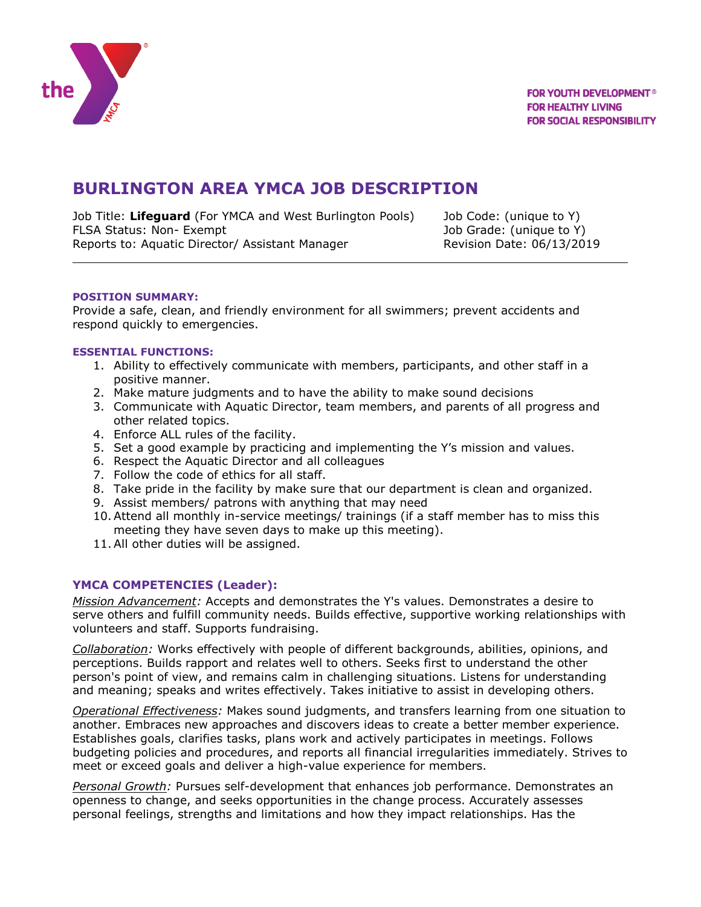FOR YOUTH DEVELOPMENT®
FOR HEALTHY LIVING
FOR SOCIAL RESPONSIBILITY

# BURLINGTON AREA YMCA JOB DESCRIPTION

Job Title: **Lifeguard** (For YMCA and West Burlington Pools)
FLSA Status: Non- Exempt
Reports to: Aquatic Director/ Assistant Manager

Job Code: (unique to Y)
Job Grade: (unique to Y)
Revision Date: 06/13/2019

---

**POSITION SUMMARY:**

Provide a safe, clean, and friendly environment for all swimmers; prevent accidents and respond quickly to emergencies.

**ESSENTIAL FUNCTIONS:**

1. Ability to effectively communicate with members, participants, and other staff in a positive manner.
2. Make mature judgments and to have the ability to make sound decisions
3. Communicate with Aquatic Director, team members, and parents of all progress and other related topics.
4. Enforce ALL rules of the facility.
5. Set a good example by practicing and implementing the Y's mission and values.
6. Respect the Aquatic Director and all colleagues
7. Follow the code of ethics for all staff.
8. Take pride in the facility by make sure that our department is clean and organized.
9. Assist members/ patrons with anything that may need
10. Attend all monthly in-service meetings/ trainings (if a staff member has to miss this meeting they have seven days to make up this meeting).
11. All other duties will be assigned.

## YMCA COMPETENCIES (Leader):

*Mission Advancement:* Accepts and demonstrates the Y's values. Demonstrates a desire to serve others and fulfill community needs. Builds effective, supportive working relationships with volunteers and staff. Supports fundraising.

*Collaboration:* Works effectively with people of different backgrounds, abilities, opinions, and perceptions. Builds rapport and relates well to others. Seeks first to understand the other person's point of view, and remains calm in challenging situations. Listens for understanding and meaning; speaks and writes effectively. Takes initiative to assist in developing others.

*Operational Effectiveness:* Makes sound judgments, and transfers learning from one situation to another. Embraces new approaches and discovers ideas to create a better member experience. Establishes goals, clarifies tasks, plans work and actively participates in meetings. Follows budgeting policies and procedures, and reports all financial irregularities immediately. Strives to meet or exceed goals and deliver a high-value experience for members.

*Personal Growth:* Pursues self-development that enhances job performance. Demonstrates an openness to change, and seeks opportunities in the change process. Accurately assesses personal feelings, strengths and limitations and how they impact relationships. Has the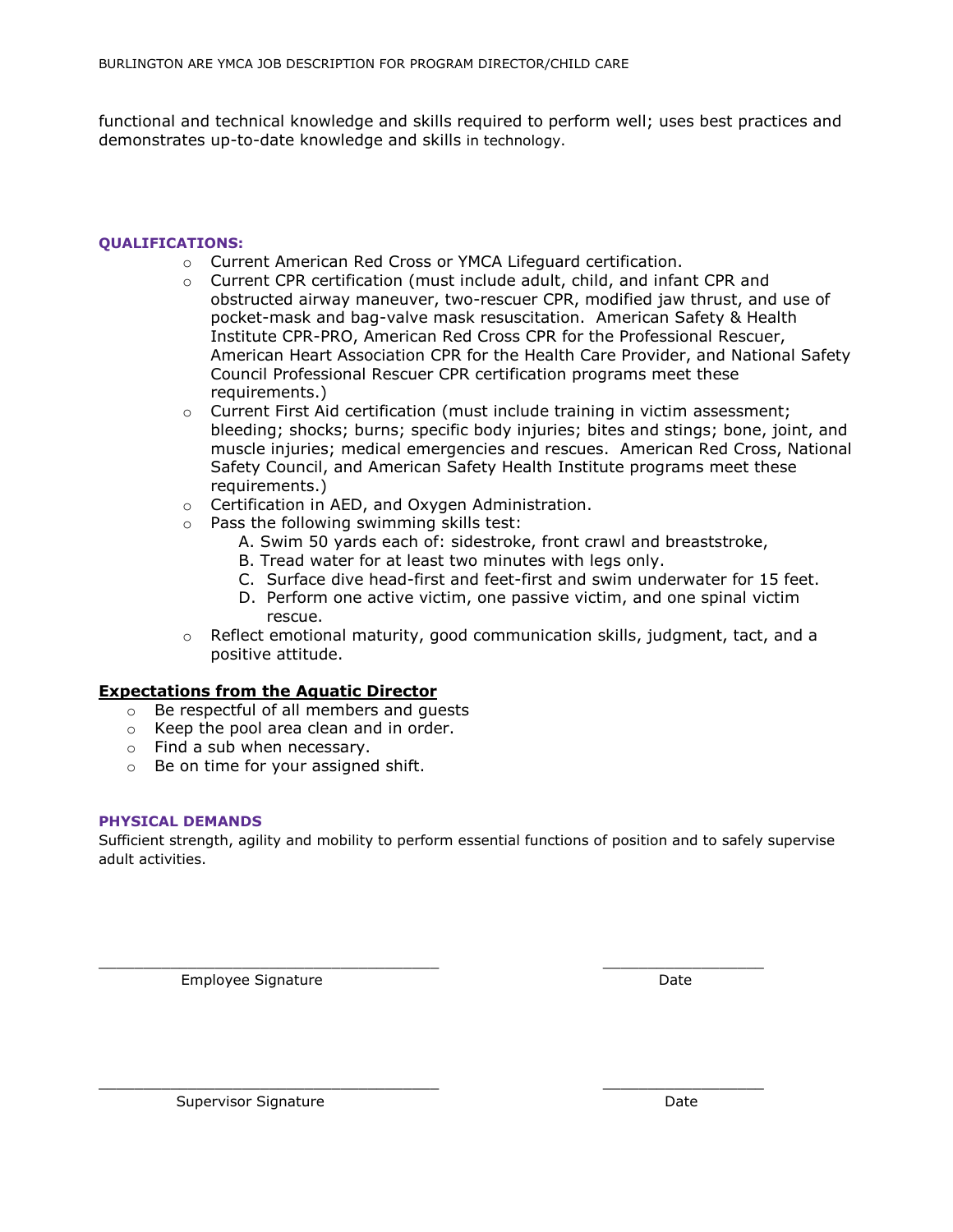functional and technical knowledge and skills required to perform well; uses best practices and demonstrates up-to-date knowledge and skills in technology.

**QUALIFICATIONS:**

- Current American Red Cross or YMCA Lifeguard certification.
- Current CPR certification (must include adult, child, and infant CPR and obstructed airway maneuver, two-rescuer CPR, modified jaw thrust, and use of pocket-mask and bag-valve mask resuscitation. American Safety & Health Institute CPR-PRO, American Red Cross CPR for the Professional Rescuer, American Heart Association CPR for the Health Care Provider, and National Safety Council Professional Rescuer CPR certification programs meet these requirements.)
- Current First Aid certification (must include training in victim assessment; bleeding; shocks; burns; specific body injuries; bites and stings; bone, joint, and muscle injuries; medical emergencies and rescues. American Red Cross, National Safety Council, and American Safety Health Institute programs meet these requirements.)
- Certification in AED, and Oxygen Administration.
- Pass the following swimming skills test:
  - A. Swim 50 yards each of: sidestroke, front crawl and breaststroke,
  - B. Tread water for at least two minutes with legs only.
  - C. Surface dive head-first and feet-first and swim underwater for 15 feet.
  - D. Perform one active victim, one passive victim, and one spinal victim rescue.
- Reflect emotional maturity, good communication skills, judgment, tact, and a positive attitude.

**Expectations from the Aquatic Director**

- Be respectful of all members and guests
- Keep the pool area clean and in order.
- Find a sub when necessary.
- Be on time for your assigned shift.

**PHYSICAL DEMANDS**

Sufficient strength, agility and mobility to perform essential functions of position and to safely supervise adult activities.

\_\_\_\_\_\_\_\_\_\_\_\_\_\_\_\_\_\_\_\_\_\_\_\_\_\_\_\_\_\_\_\_\_\_\_\_\_ \_\_\_\_\_\_\_\_\_\_\_\_\_\_\_\_\_\_

Employee Signature Date

\_\_\_\_\_\_\_\_\_\_\_\_\_\_\_\_\_\_\_\_\_\_\_\_\_\_\_\_\_\_\_\_\_\_\_\_\_ \_\_\_\_\_\_\_\_\_\_\_\_\_\_\_\_\_\_

Supervisor Signature Date